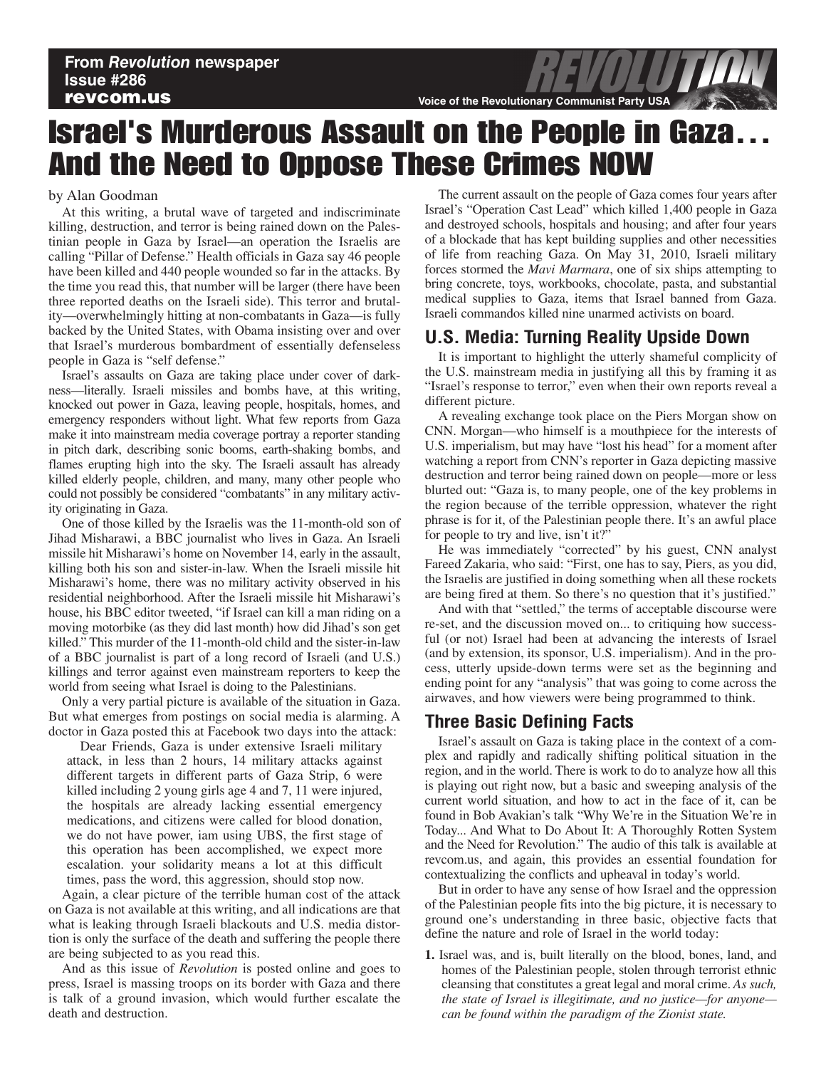From *Revolution* newspaper
Issue #286
revcom.us

Voice of the Revolutionary Communist Party USA

# Israel's Murderous Assault on the People in Gaza... And the Need to Oppose These Crimes NOW

by Alan Goodman

At this writing, a brutal wave of targeted and indiscriminate killing, destruction, and terror is being rained down on the Palestinian people in Gaza by Israel—an operation the Israelis are calling "Pillar of Defense." Health officials in Gaza say 46 people have been killed and 440 people wounded so far in the attacks. By the time you read this, that number will be larger (there have been three reported deaths on the Israeli side). This terror and brutality—overwhelmingly hitting at non-combatants in Gaza—is fully backed by the United States, with Obama insisting over and over that Israel's murderous bombardment of essentially defenseless people in Gaza is "self defense."

Israel's assaults on Gaza are taking place under cover of darkness—literally. Israeli missiles and bombs have, at this writing, knocked out power in Gaza, leaving people, hospitals, homes, and emergency responders without light. What few reports from Gaza make it into mainstream media coverage portray a reporter standing in pitch dark, describing sonic booms, earth-shaking bombs, and flames erupting high into the sky. The Israeli assault has already killed elderly people, children, and many, many other people who could not possibly be considered "combatants" in any military activity originating in Gaza.

One of those killed by the Israelis was the 11-month-old son of Jihad Misharawi, a BBC journalist who lives in Gaza. An Israeli missile hit Misharawi's home on November 14, early in the assault, killing both his son and sister-in-law. When the Israeli missile hit Misharawi's home, there was no military activity observed in his residential neighborhood. After the Israeli missile hit Misharawi's house, his BBC editor tweeted, "if Israel can kill a man riding on a moving motorbike (as they did last month) how did Jihad's son get killed." This murder of the 11-month-old child and the sister-in-law of a BBC journalist is part of a long record of Israeli (and U.S.) killings and terror against even mainstream reporters to keep the world from seeing what Israel is doing to the Palestinians.

Only a very partial picture is available of the situation in Gaza. But what emerges from postings on social media is alarming. A doctor in Gaza posted this at Facebook two days into the attack:

> Dear Friends, Gaza is under extensive Israeli military attack, in less than 2 hours, 14 military attacks against different targets in different parts of Gaza Strip, 6 were killed including 2 young girls age 4 and 7, 11 were injured, the hospitals are already lacking essential emergency medications, and citizens were called for blood donation, we do not have power, iam using UBS, the first stage of this operation has been accomplished, we expect more escalation. your solidarity means a lot at this difficult times, pass the word, this aggression, should stop now.

Again, a clear picture of the terrible human cost of the attack on Gaza is not available at this writing, and all indications are that what is leaking through Israeli blackouts and U.S. media distortion is only the surface of the death and suffering the people there are being subjected to as you read this.

And as this issue of *Revolution* is posted online and goes to press, Israel is massing troops on its border with Gaza and there is talk of a ground invasion, which would further escalate the death and destruction.

The current assault on the people of Gaza comes four years after Israel's "Operation Cast Lead" which killed 1,400 people in Gaza and destroyed schools, hospitals and housing; and after four years of a blockade that has kept building supplies and other necessities of life from reaching Gaza. On May 31, 2010, Israeli military forces stormed the *Mavi Marmara*, one of six ships attempting to bring concrete, toys, workbooks, chocolate, pasta, and substantial medical supplies to Gaza, items that Israel banned from Gaza. Israeli commandos killed nine unarmed activists on board.

## U.S. Media: Turning Reality Upside Down

It is important to highlight the utterly shameful complicity of the U.S. mainstream media in justifying all this by framing it as "Israel's response to terror," even when their own reports reveal a different picture.

A revealing exchange took place on the Piers Morgan show on CNN. Morgan—who himself is a mouthpiece for the interests of U.S. imperialism, but may have "lost his head" for a moment after watching a report from CNN's reporter in Gaza depicting massive destruction and terror being rained down on people—more or less blurted out: "Gaza is, to many people, one of the key problems in the region because of the terrible oppression, whatever the right phrase is for it, of the Palestinian people there. It's an awful place for people to try and live, isn't it?"

He was immediately "corrected" by his guest, CNN analyst Fareed Zakaria, who said: "First, one has to say, Piers, as you did, the Israelis are justified in doing something when all these rockets are being fired at them. So there's no question that it's justified."

And with that "settled," the terms of acceptable discourse were re-set, and the discussion moved on... to critiquing how successful (or not) Israel had been at advancing the interests of Israel (and by extension, its sponsor, U.S. imperialism). And in the process, utterly upside-down terms were set as the beginning and ending point for any "analysis" that was going to come across the airwaves, and how viewers were being programmed to think.

## Three Basic Defining Facts

Israel's assault on Gaza is taking place in the context of a complex and rapidly and radically shifting political situation in the region, and in the world. There is work to do to analyze how all this is playing out right now, but a basic and sweeping analysis of the current world situation, and how to act in the face of it, can be found in Bob Avakian's talk "Why We're in the Situation We're in Today... And What to Do About It: A Thoroughly Rotten System and the Need for Revolution." The audio of this talk is available at revcom.us, and again, this provides an essential foundation for contextualizing the conflicts and upheaval in today's world.

But in order to have any sense of how Israel and the oppression of the Palestinian people fits into the big picture, it is necessary to ground one's understanding in three basic, objective facts that define the nature and role of Israel in the world today:

**1.** Israel was, and is, built literally on the blood, bones, land, and homes of the Palestinian people, stolen through terrorist ethnic cleansing that constitutes a great legal and moral crime. *As such, the state of Israel is illegitimate, and no justice—for anyone—can be found within the paradigm of the Zionist state.*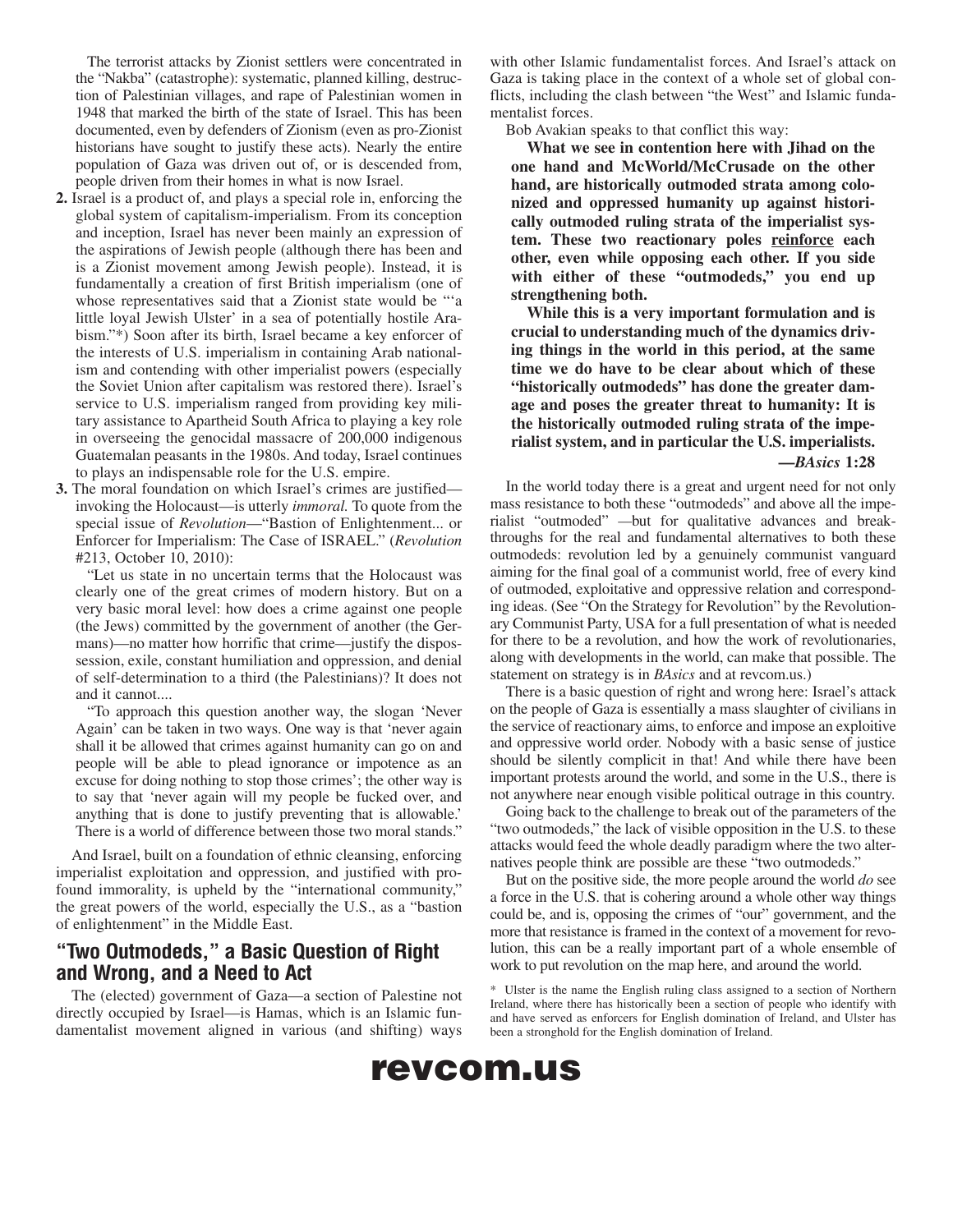The terrorist attacks by Zionist settlers were concentrated in the "Nakba" (catastrophe): systematic, planned killing, destruction of Palestinian villages, and rape of Palestinian women in 1948 that marked the birth of the state of Israel. This has been documented, even by defenders of Zionism (even as pro-Zionist historians have sought to justify these acts). Nearly the entire population of Gaza was driven out of, or is descended from, people driven from their homes in what is now Israel.

**2.** Israel is a product of, and plays a special role in, enforcing the global system of capitalism-imperialism. From its conception and inception, Israel has never been mainly an expression of the aspirations of Jewish people (although there has been and is a Zionist movement among Jewish people). Instead, it is fundamentally a creation of first British imperialism (one of whose representatives said that a Zionist state would be "'a little loyal Jewish Ulster' in a sea of potentially hostile Arabism."*) Soon after its birth, Israel became a key enforcer of the interests of U.S. imperialism in containing Arab nationalism and contending with other imperialist powers (especially the Soviet Union after capitalism was restored there). Israel's service to U.S. imperialism ranged from providing key military assistance to Apartheid South Africa to playing a key role in overseeing the genocidal massacre of 200,000 indigenous Guatemalan peasants in the 1980s. And today, Israel continues to plays an indispensable role for the U.S. empire.

**3.** The moral foundation on which Israel's crimes are justified—invoking the Holocaust—is utterly *immoral.* To quote from the special issue of *Revolution*—"Bastion of Enlightenment... or Enforcer for Imperialism: The Case of ISRAEL." (*Revolution* #213, October 10, 2010):

"Let us state in no uncertain terms that the Holocaust was clearly one of the great crimes of modern history. But on a very basic moral level: how does a crime against one people (the Jews) committed by the government of another (the Germans)—no matter how horrific that crime—justify the dispossession, exile, constant humiliation and oppression, and denial of self-determination to a third (the Palestinians)? It does not and it cannot....

"To approach this question another way, the slogan 'Never Again' can be taken in two ways. One way is that 'never again shall it be allowed that crimes against humanity can go on and people will be able to plead ignorance or impotence as an excuse for doing nothing to stop those crimes'; the other way is to say that 'never again will my people be fucked over, and anything that is done to justify preventing that is allowable.' There is a world of difference between those two moral stands."

And Israel, built on a foundation of ethnic cleansing, enforcing imperialist exploitation and oppression, and justified with profound immorality, is upheld by the "international community," the great powers of the world, especially the U.S., as a "bastion of enlightenment" in the Middle East.

## "Two Outmodeds," a Basic Question of Right and Wrong, and a Need to Act

The (elected) government of Gaza—a section of Palestine not directly occupied by Israel—is Hamas, which is an Islamic fundamentalist movement aligned in various (and shifting) ways with other Islamic fundamentalist forces. And Israel's attack on Gaza is taking place in the context of a whole set of global conflicts, including the clash between "the West" and Islamic fundamentalist forces.

Bob Avakian speaks to that conflict this way:

> **What we see in contention here with Jihad on the one hand and McWorld/McCrusade on the other hand, are historically outmoded strata among colonized and oppressed humanity up against historically outmoded ruling strata of the imperialist system. These two reactionary poles reinforce each other, even while opposing each other. If you side with either of these "outmodeds," you end up strengthening both.**
>
> **While this is a very important formulation and is crucial to understanding much of the dynamics driving things in the world in this period, at the same time we do have to be clear about which of these "historically outmodeds" has done the greater damage and poses the greater threat to humanity: It is the historically outmoded ruling strata of the imperialist system, and in particular the U.S. imperialists.**
>
> **—*BAsics* 1:28**

In the world today there is a great and urgent need for not only mass resistance to both these "outmodeds" and above all the imperialist "outmoded" —but for qualitative advances and breakthroughs for the real and fundamental alternatives to both these outmodeds: revolution led by a genuinely communist vanguard aiming for the final goal of a communist world, free of every kind of outmoded, exploitative and oppressive relation and corresponding ideas. (See "On the Strategy for Revolution" by the Revolutionary Communist Party, USA for a full presentation of what is needed for there to be a revolution, and how the work of revolutionaries, along with developments in the world, can make that possible. The statement on strategy is in *BAsics* and at revcom.us.)

There is a basic question of right and wrong here: Israel's attack on the people of Gaza is essentially a mass slaughter of civilians in the service of reactionary aims, to enforce and impose an exploitive and oppressive world order. Nobody with a basic sense of justice should be silently complicit in that! And while there have been important protests around the world, and some in the U.S., there is not anywhere near enough visible political outrage in this country.

Going back to the challenge to break out of the parameters of the "two outmodeds," the lack of visible opposition in the U.S. to these attacks would feed the whole deadly paradigm where the two alternatives people think are possible are these "two outmodeds."

But on the positive side, the more people around the world *do* see a force in the U.S. that is cohering around a whole other way things could be, and is, opposing the crimes of "our" government, and the more that resistance is framed in the context of a movement for revolution, this can be a really important part of a whole ensemble of work to put revolution on the map here, and around the world.

\* Ulster is the name the English ruling class assigned to a section of Northern Ireland, where there has historically been a section of people who identify with and have served as enforcers for English domination of Ireland, and Ulster has been a stronghold for the English domination of Ireland.

**revcom.us**